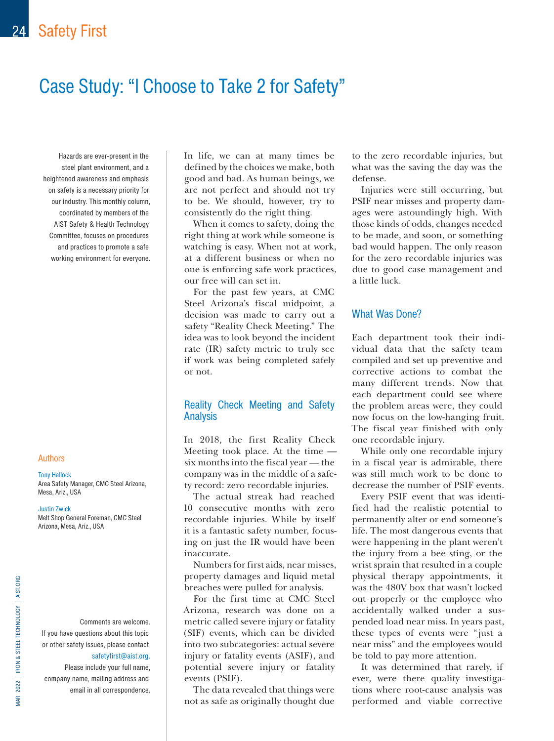# Case Study: "I Choose to Take 2 for Safety"

Hazards are ever-present in the steel plant environment, and a heightened awareness and emphasis on safety is a necessary priority for our industry. This monthly column, coordinated by members of the AIST Safety & Health Technology Committee, focuses on procedures and practices to promote a safe working environment for everyone.

### Authors

**Tony Hallock**
Area Safety Manager, CMC Steel Arizona, Mesa, Ariz., USA

**Justin Zwick**
Melt Shop General Foreman, CMC Steel Arizona, Mesa, Ariz., USA

Comments are welcome. If you have questions about this topic or other safety issues, please contact safetyfirst@aist.org. Please include your full name, company name, mailing address and email in all correspondence.

In life, we can at many times be defined by the choices we make, both good and bad. As human beings, we are not perfect and should not try to be. We should, however, try to consistently do the right thing.

When it comes to safety, doing the right thing at work while someone is watching is easy. When not at work, at a different business or when no one is enforcing safe work practices, our free will can set in.

For the past few years, at CMC Steel Arizona's fiscal midpoint, a decision was made to carry out a safety "Reality Check Meeting." The idea was to look beyond the incident rate (IR) safety metric to truly see if work was being completed safely or not.

## Reality Check Meeting and Safety Analysis

In 2018, the first Reality Check Meeting took place. At the time — six months into the fiscal year — the company was in the middle of a safety record: zero recordable injuries.

The actual streak had reached 10 consecutive months with zero recordable injuries. While by itself it is a fantastic safety number, focusing on just the IR would have been inaccurate.

Numbers for first aids, near misses, property damages and liquid metal breaches were pulled for analysis.

For the first time at CMC Steel Arizona, research was done on a metric called severe injury or fatality (SIF) events, which can be divided into two subcategories: actual severe injury or fatality events (ASIF), and potential severe injury or fatality events (PSIF).

The data revealed that things were not as safe as originally thought due to the zero recordable injuries, but what was the saving the day was the defense.

Injuries were still occurring, but PSIF near misses and property damages were astoundingly high. With those kinds of odds, changes needed to be made, and soon, or something bad would happen. The only reason for the zero recordable injuries was due to good case management and a little luck.

## What Was Done?

Each department took their individual data that the safety team compiled and set up preventive and corrective actions to combat the many different trends. Now that each department could see where the problem areas were, they could now focus on the low-hanging fruit. The fiscal year finished with only one recordable injury.

While only one recordable injury in a fiscal year is admirable, there was still much work to be done to decrease the number of PSIF events.

Every PSIF event that was identified had the realistic potential to permanently alter or end someone's life. The most dangerous events that were happening in the plant weren't the injury from a bee sting, or the wrist sprain that resulted in a couple physical therapy appointments, it was the 480V box that wasn't locked out properly or the employee who accidentally walked under a suspended load near miss. In years past, these types of events were "just a near miss" and the employees would be told to pay more attention.

It was determined that rarely, if ever, were there quality investigations where root-cause analysis was performed and viable corrective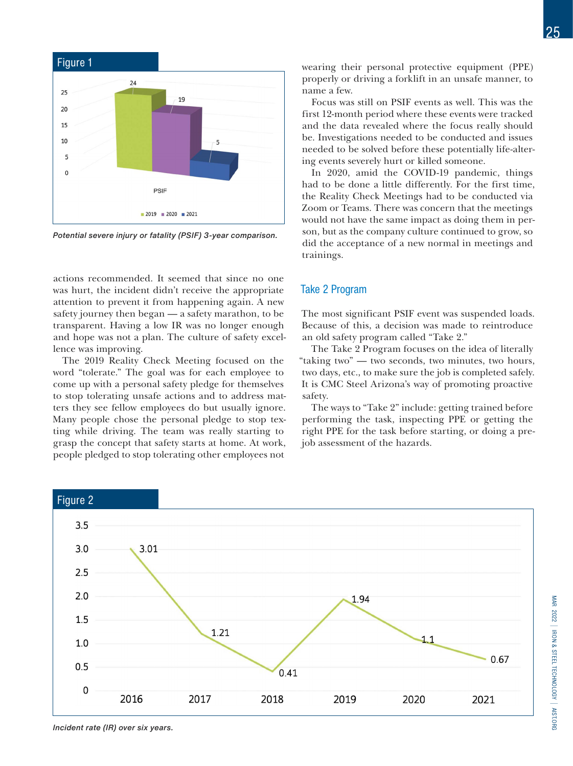Figure 1

24

19

5

25
20
15
10
5
0

PSIF

2019 2020 2021

*Potential severe injury or fatality (PSIF) 3-year comparison.*

actions recommended. It seemed that since no one was hurt, the incident didn't receive the appropriate attention to prevent it from happening again. A new safety journey then began — a safety marathon, to be transparent. Having a low IR was no longer enough and hope was not a plan. The culture of safety excellence was improving.

The 2019 Reality Check Meeting focused on the word "tolerate." The goal was for each employee to come up with a personal safety pledge for themselves to stop tolerating unsafe actions and to address matters they see fellow employees do but usually ignore. Many people chose the personal pledge to stop texting while driving. The team was really starting to grasp the concept that safety starts at home. At work, people pledged to stop tolerating other employees not wearing their personal protective equipment (PPE) properly or driving a forklift in an unsafe manner, to name a few.

Focus was still on PSIF events as well. This was the first 12-month period where these events were tracked and the data revealed where the focus really should be. Investigations needed to be conducted and issues needed to be solved before these potentially life-altering events severely hurt or killed someone.

In 2020, amid the COVID-19 pandemic, things had to be done a little differently. For the first time, the Reality Check Meetings had to be conducted via Zoom or Teams. There was concern that the meetings would not have the same impact as doing them in person, but as the company culture continued to grow, so did the acceptance of a new normal in meetings and trainings.

## Take 2 Program

The most significant PSIF event was suspended loads. Because of this, a decision was made to reintroduce an old safety program called "Take 2."

The Take 2 Program focuses on the idea of literally "taking two" — two seconds, two minutes, two hours, two days, etc., to make sure the job is completed safely. It is CMC Steel Arizona's way of promoting proactive safety.

The ways to "Take 2" include: getting trained before performing the task, inspecting PPE or getting the right PPE for the task before starting, or doing a pre-job assessment of the hazards.

Figure 2

3.5
3.0
2.5
2.0
1.5
1.0
0.5
0

3.01
1.21
0.41
1.94
1.1
0.67

2016 2017 2018 2019 2020 2021

*Incident rate (IR) over six years.*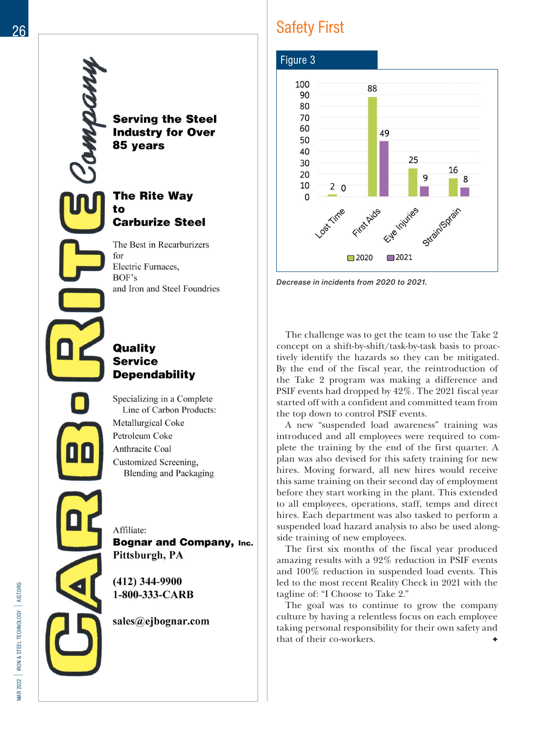CARB-RITE Company

**Serving the Steel Industry for Over 85 years**

**The Rite Way to Carburize Steel**

The Best in Recarburizers for Electric Furnaces, BOF's and Iron and Steel Foundries

**Quality Service Dependability**

Specializing in a Complete Line of Carbon Products:

Metallurgical Coke
Petroleum Coke
Anthracite Coal
Customized Screening, Blending and Packaging

Affiliate:
**Bognar and Company, Inc.**
**Pittsburgh, PA**

**(412) 344-9900**
**1-800-333-CARB**

**sales@ejbognar.com**

## Safety First

Figure 3

100
90
80
70
60
50
40
30
20
10
0

2 0
88 49
25 9
16 8

Lost Time
First Aids
Eye Injuries
Strain/Sprain

2020
2021

*Decrease in incidents from 2020 to 2021.*

The challenge was to get the team to use the Take 2 concept on a shift-by-shift/task-by-task basis to proactively identify the hazards so they can be mitigated. By the end of the fiscal year, the reintroduction of the Take 2 program was making a difference and PSIF events had dropped by 42%. The 2021 fiscal year started off with a confident and committed team from the top down to control PSIF events.

A new "suspended load awareness" training was introduced and all employees were required to complete the training by the end of the first quarter. A plan was also devised for this safety training for new hires. Moving forward, all new hires would receive this same training on their second day of employment before they start working in the plant. This extended to all employees, operations, staff, temps and direct hires. Each department was also tasked to perform a suspended load hazard analysis to also be used alongside training of new employees.

The first six months of the fiscal year produced amazing results with a 92% reduction in PSIF events and 100% reduction in suspended load events. This led to the most recent Reality Check in 2021 with the tagline of: "I Choose to Take 2."

The goal was to continue to grow the company culture by having a relentless focus on each employee taking personal responsibility for their own safety and that of their co-workers. ✦